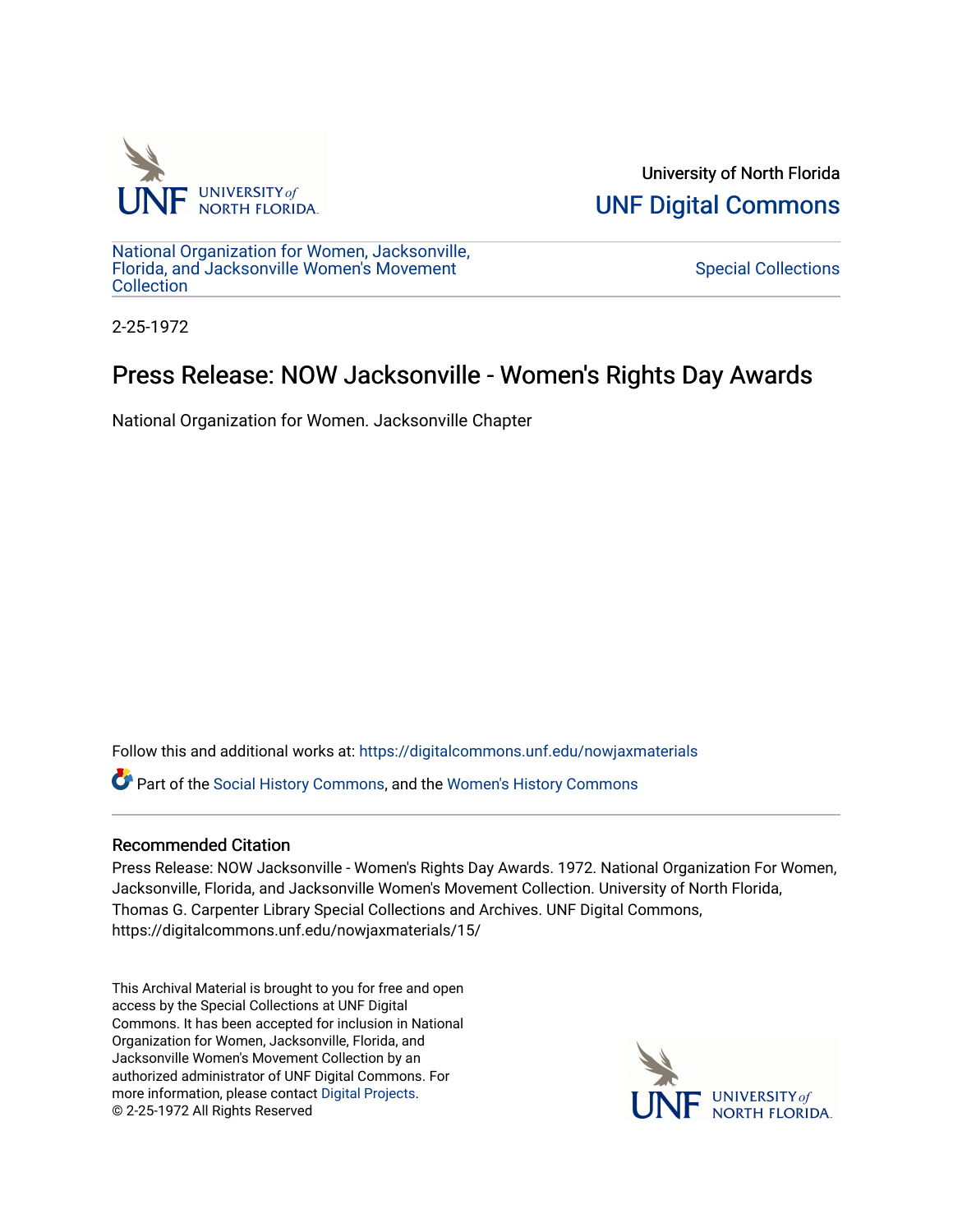University of North Florida

UNF Digital Commons

National Organization for Women, Jacksonville, Florida, and Jacksonville Women's Movement Collection

Special Collections

2-25-1972

# Press Release: NOW Jacksonville - Women's Rights Day Awards

National Organization for Women. Jacksonville Chapter

Follow this and additional works at: https://digitalcommons.unf.edu/nowjaxmaterials

Part of the Social History Commons, and the Women's History Commons

## Recommended Citation

Press Release: NOW Jacksonville - Women's Rights Day Awards. 1972. National Organization For Women, Jacksonville, Florida, and Jacksonville Women's Movement Collection. University of North Florida, Thomas G. Carpenter Library Special Collections and Archives. UNF Digital Commons, https://digitalcommons.unf.edu/nowjaxmaterials/15/

This Archival Material is brought to you for free and open access by the Special Collections at UNF Digital Commons. It has been accepted for inclusion in National Organization for Women, Jacksonville, Florida, and Jacksonville Women's Movement Collection by an authorized administrator of UNF Digital Commons. For more information, please contact Digital Projects.
© 2-25-1972 All Rights Reserved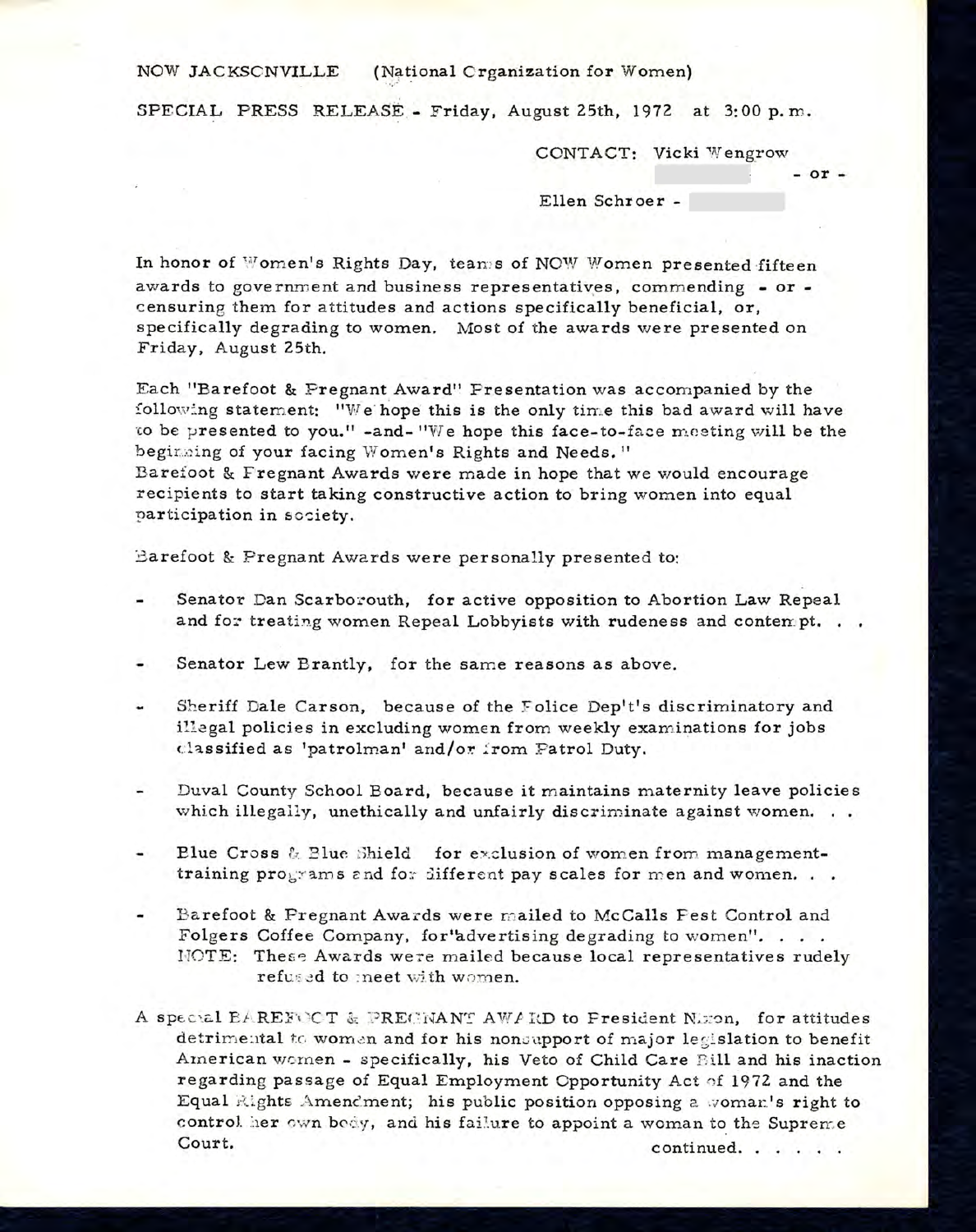NOW JACKSONVILLE (National Organization for Women)

SPECIAL PRESS RELEASE - Friday, August 25th, 1972 at 3:00 p.m.

CONTACT: Vicki Wengrow
- or -
Ellen Schroer -

In honor of Women's Rights Day, teams of NOW Women presented fifteen awards to government and business representatives, commending - or - censuring them for attitudes and actions specifically beneficial, or, specifically degrading to women. Most of the awards were presented on Friday, August 25th.

Each "Barefoot & Pregnant Award" Presentation was accompanied by the following statement: "We hope this is the only time this bad award will have to be presented to you." -and- "We hope this face-to-face meeting will be the beginning of your facing Women's Rights and Needs."
Barefoot & Pregnant Awards were made in hope that we would encourage recipients to start taking constructive action to bring women into equal participation in society.

Barefoot & Pregnant Awards were personally presented to:

- Senator Dan Scarborouth, for active opposition to Abortion Law Repeal and for treating women Repeal Lobbyists with rudeness and contempt. . .
- Senator Lew Brantly, for the same reasons as above.
- Sheriff Dale Carson, because of the Police Dep't's discriminatory and illegal policies in excluding women from weekly examinations for jobs classified as 'patrolman' and/or from Patrol Duty.
- Duval County School Board, because it maintains maternity leave policies which illegally, unethically and unfairly discriminate against women. . .
- Blue Cross & Blue Shield for exclusion of women from management-training programs and for different pay scales for men and women. . .
- Barefoot & Pregnant Awards were mailed to McCalls Pest Control and Folgers Coffee Company, for "advertising degrading to women". . . .
  NOTE: These Awards were mailed because local representatives rudely refused to meet with women.

A special BAREFOOT & PREGNANT AWARD to President Nixon, for attitudes detrimental to women and for his nonsupport of major legislation to benefit American women - specifically, his Veto of Child Care Bill and his inaction regarding passage of Equal Employment Opportunity Act of 1972 and the Equal Rights Amendment; his public position opposing a woman's right to control her own body, and his failure to appoint a woman to the Supreme Court.

continued. . . . .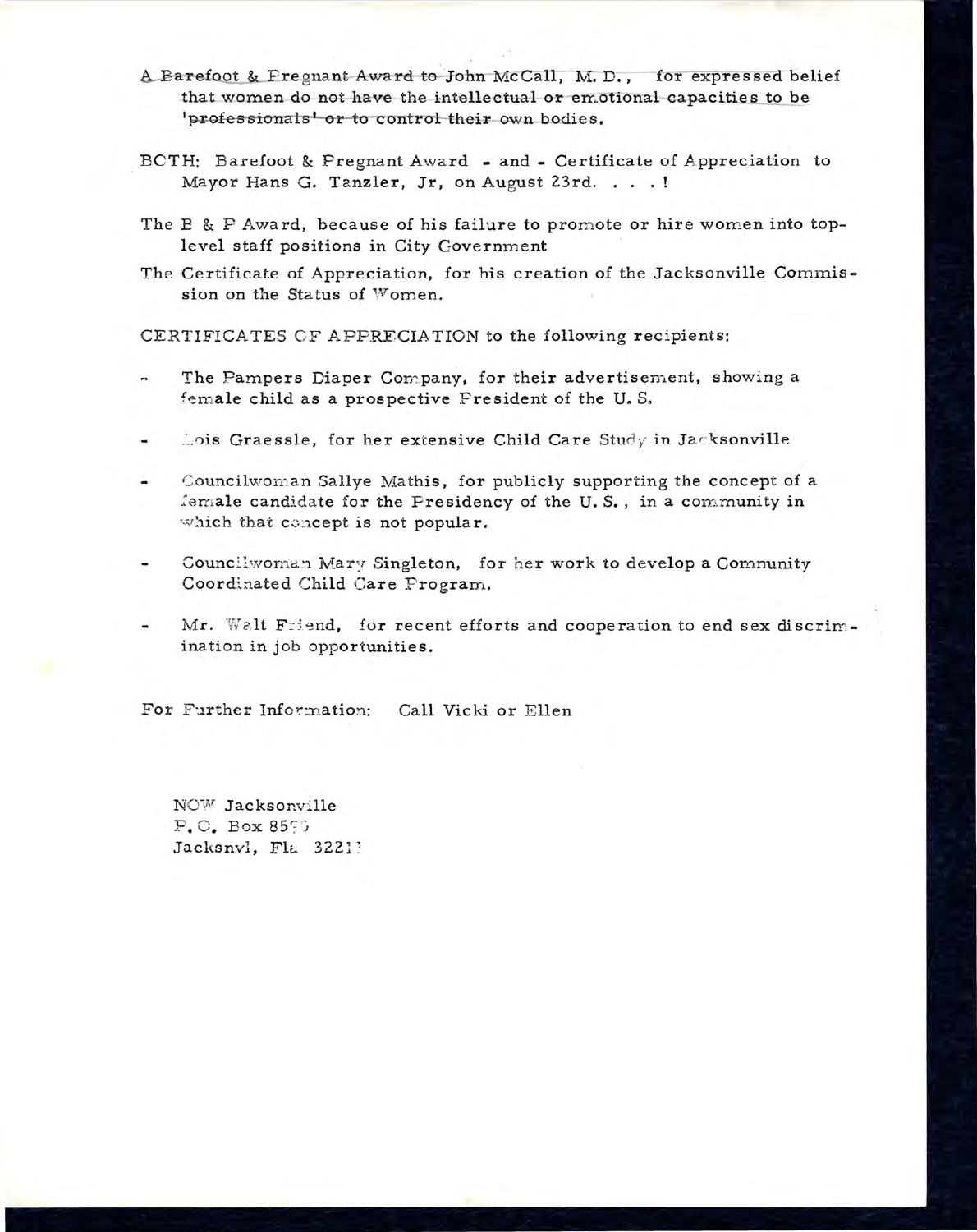A Barefoot & Pregnant Award to John McCall, M. D., for expressed belief that women do not have the intellectual or emotional capacities to be 'professionals' or to control their own bodies.

BOTH: Barefoot & Pregnant Award - and - Certificate of Appreciation to Mayor Hans G. Tanzler, Jr, on August 23rd. . . . !

The B & P Award, because of his failure to promote or hire women into top-level staff positions in City Government

The Certificate of Appreciation, for his creation of the Jacksonville Commission on the Status of Women.

CERTIFICATES OF APPRECIATION to the following recipients:

- The Pampers Diaper Company, for their advertisement, showing a female child as a prospective President of the U. S.
- Lois Graessle, for her extensive Child Care Study in Jacksonville
- Councilwoman Sallye Mathis, for publicly supporting the concept of a female candidate for the Presidency of the U. S., in a community in which that concept is not popular.
- Councilwoman Mary Singleton, for her work to develop a Community Coordinated Child Care Program.
- Mr. Walt Friend, for recent efforts and cooperation to end sex discrimination in job opportunities.

For Further Information: Call Vicki or Ellen

NOW Jacksonville
P. O. Box 8599
Jacksnvl, Fla 32211